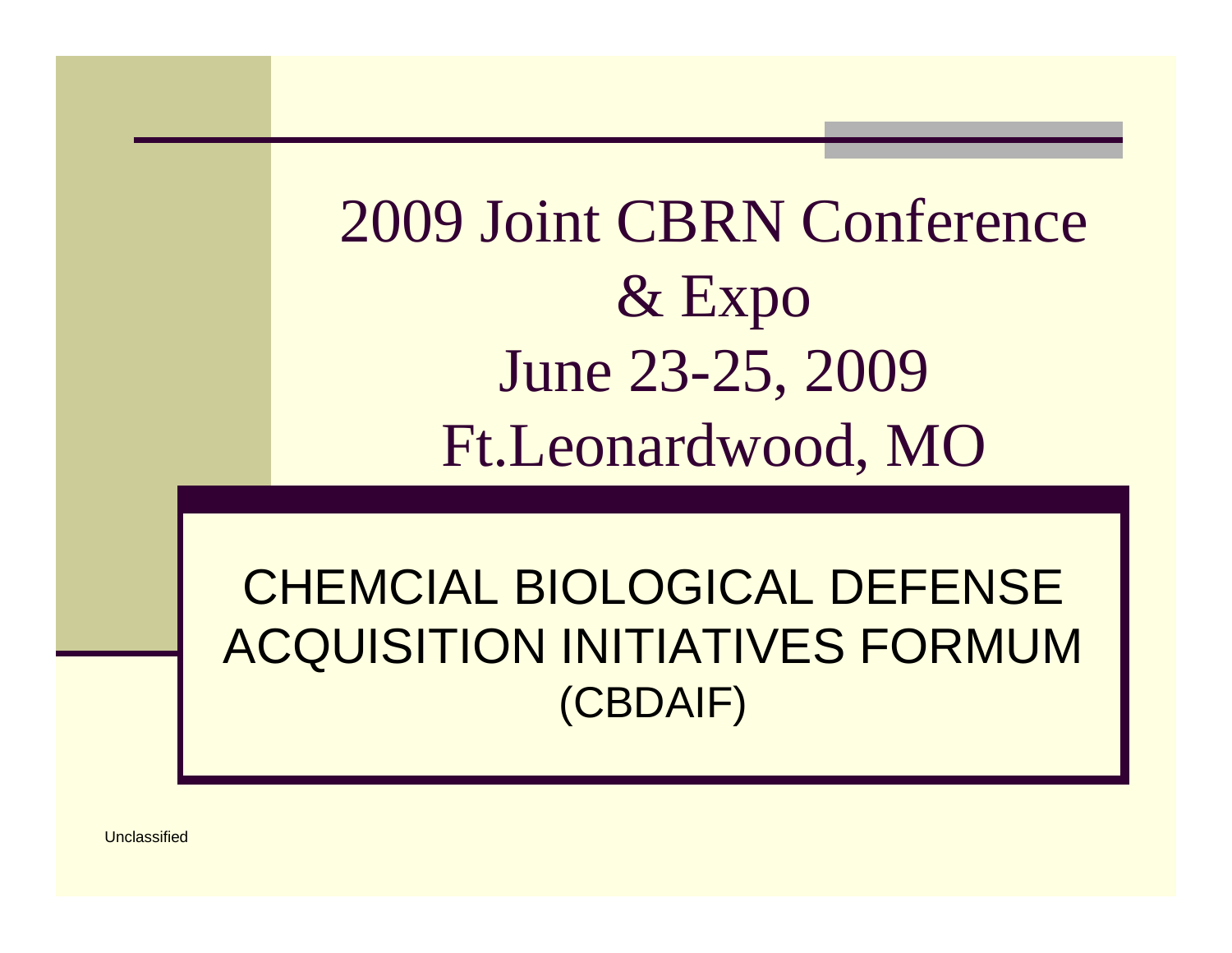# 2009 Joint CBRN Conference & Expo
# June 23-25, 2009
# Ft.Leonardwood, MO

## CHEMCIAL BIOLOGICAL DEFENSE ACQUISITION INITIATIVES FORMUM (CBDAIF)

Unclassified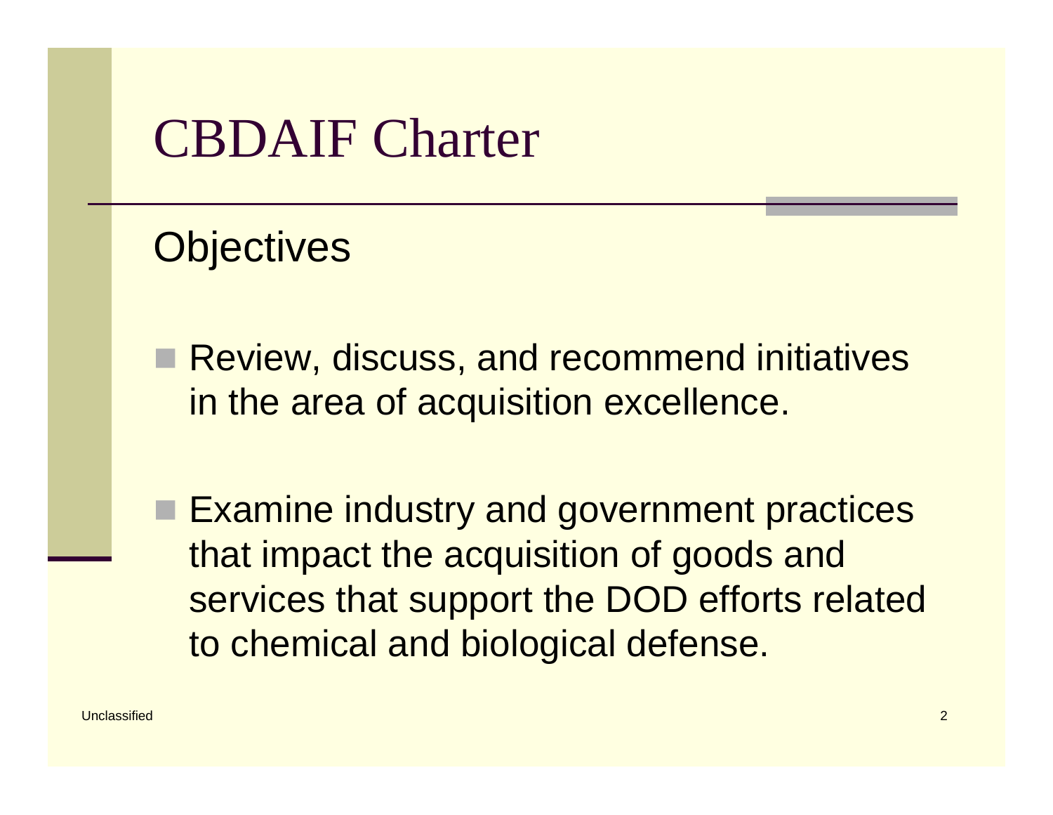# CBDAIF Charter

## Objectives

- Review, discuss, and recommend initiatives in the area of acquisition excellence.
- Examine industry and government practices that impact the acquisition of goods and services that support the DOD efforts related to chemical and biological defense.

Unclassified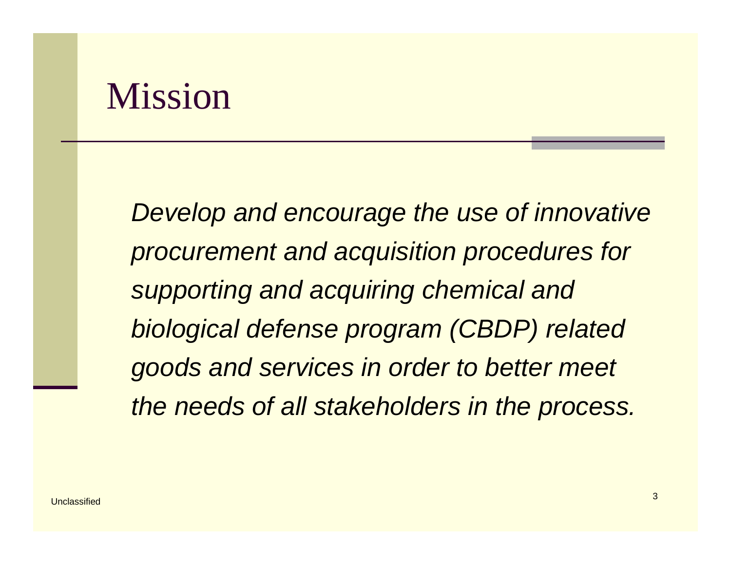# Mission

*Develop and encourage the use of innovative procurement and acquisition procedures for supporting and acquiring chemical and biological defense program (CBDP) related goods and services in order to better meet the needs of all stakeholders in the process.*

Unclassified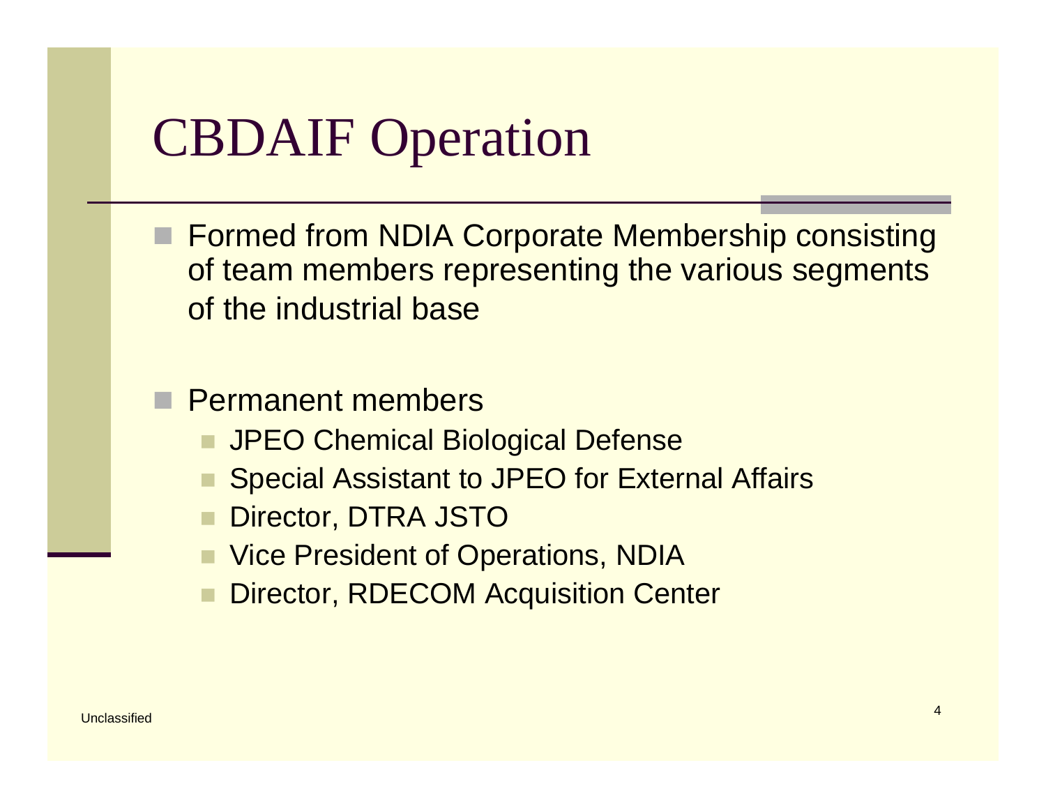# CBDAIF Operation

- Formed from NDIA Corporate Membership consisting of team members representing the various segments of the industrial base

- Permanent members
  - JPEO Chemical Biological Defense
  - Special Assistant to JPEO for External Affairs
  - Director, DTRA JSTO
  - Vice President of Operations, NDIA
  - Director, RDECOM Acquisition Center

Unclassified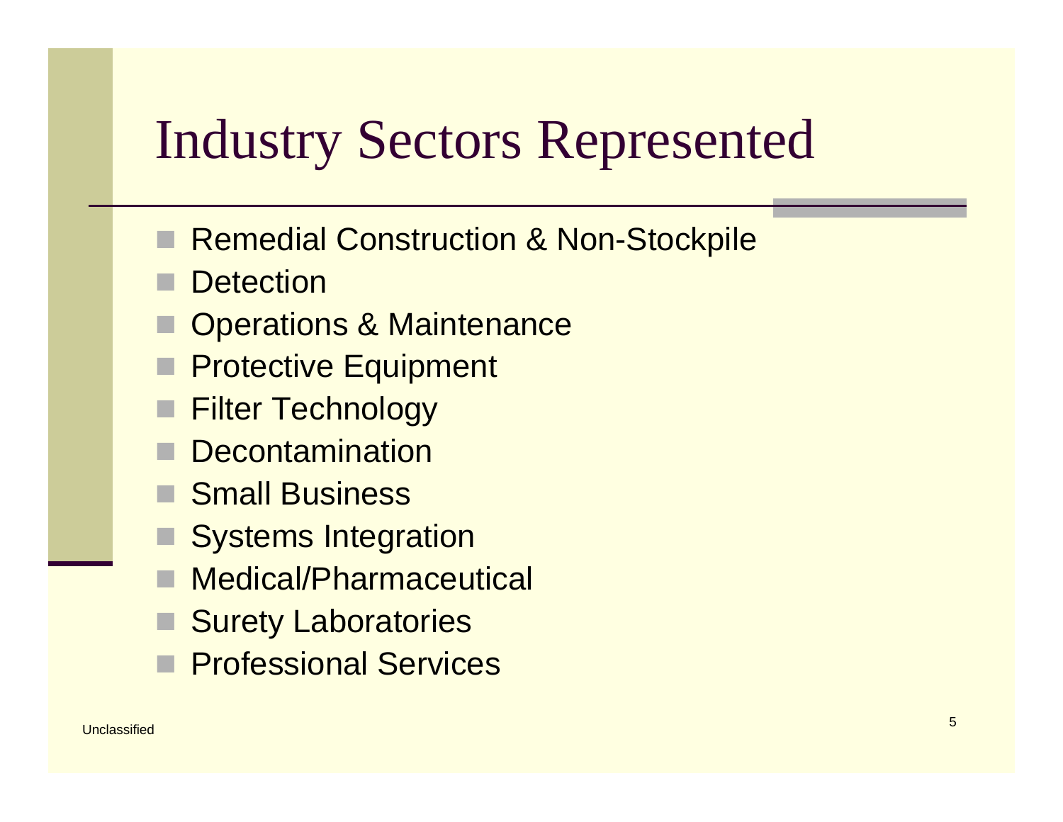# Industry Sectors Represented

- Remedial Construction & Non-Stockpile
- Detection
- Operations & Maintenance
- Protective Equipment
- Filter Technology
- Decontamination
- Small Business
- Systems Integration
- Medical/Pharmaceutical
- Surety Laboratories
- Professional Services

Unclassified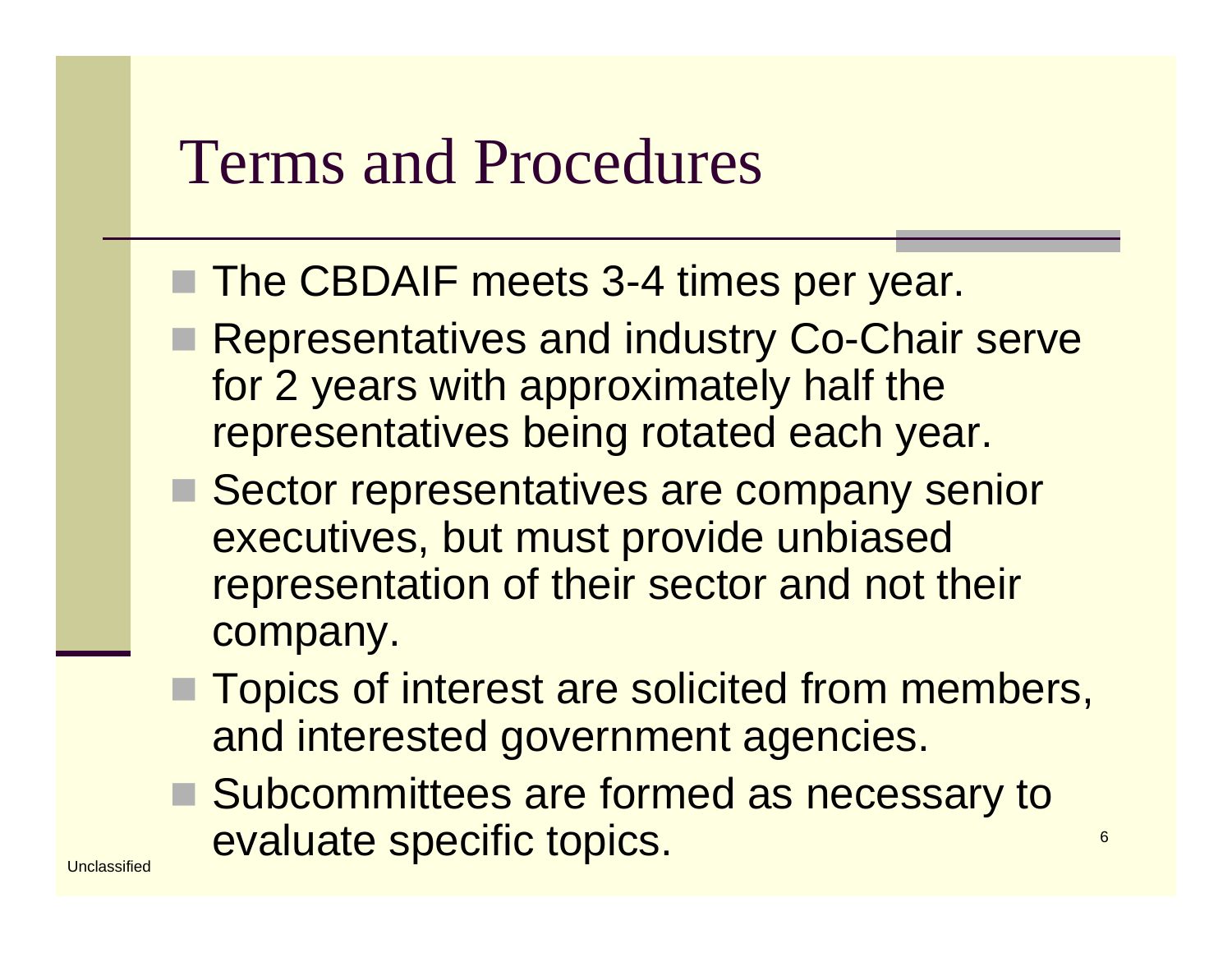# Terms and Procedures

- The CBDAIF meets 3-4 times per year.
- Representatives and industry Co-Chair serve for 2 years with approximately half the representatives being rotated each year.
- Sector representatives are company senior executives, but must provide unbiased representation of their sector and not their company.
- Topics of interest are solicited from members, and interested government agencies.
- Subcommittees are formed as necessary to evaluate specific topics.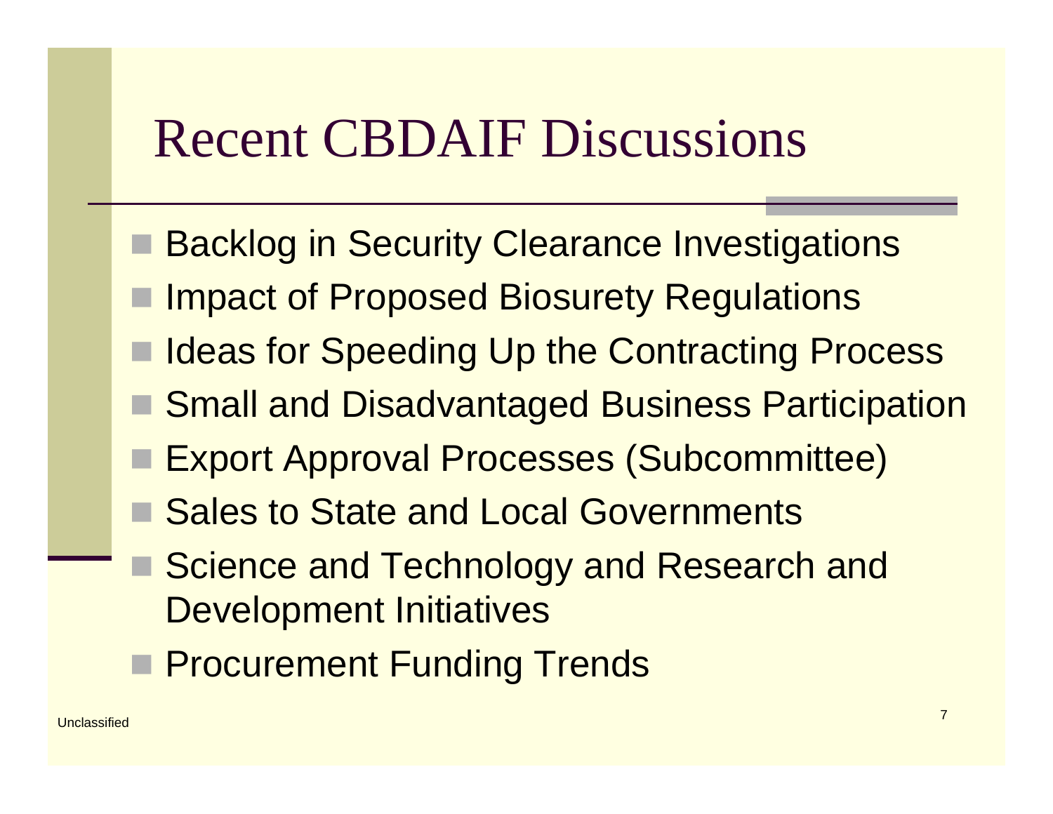# Recent CBDAIF Discussions

- Backlog in Security Clearance Investigations
- Impact of Proposed Biosurety Regulations
- Ideas for Speeding Up the Contracting Process
- Small and Disadvantaged Business Participation
- Export Approval Processes (Subcommittee)
- Sales to State and Local Governments
- Science and Technology and Research and Development Initiatives
- Procurement Funding Trends

Unclassified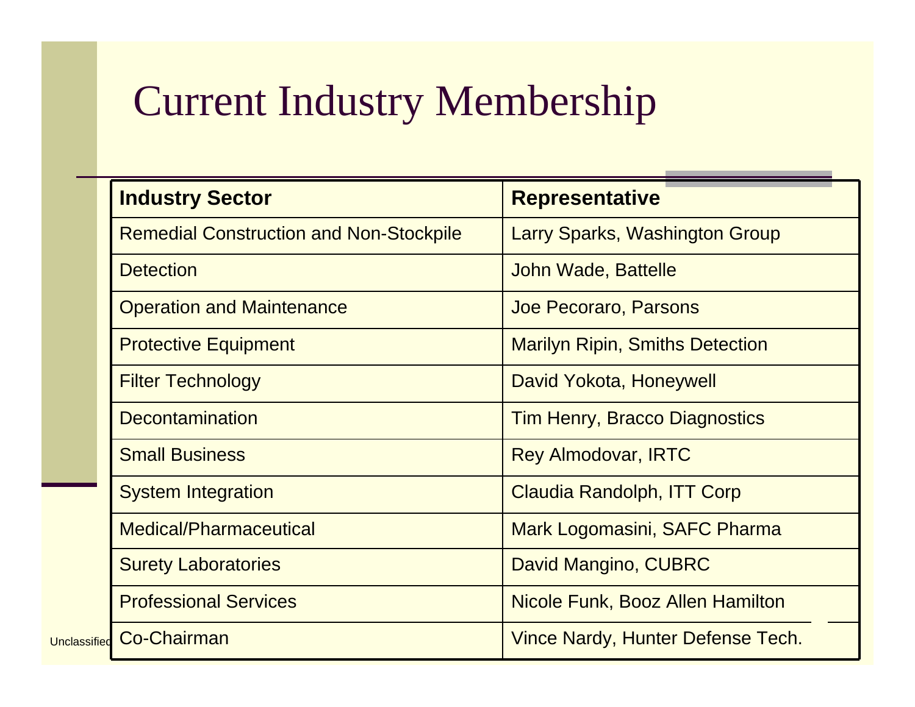# Current Industry Membership

| Industry Sector | Representative |
|---|---|
| Remedial Construction and Non-Stockpile | Larry Sparks, Washington Group |
| Detection | John Wade, Battelle |
| Operation and Maintenance | Joe Pecoraro, Parsons |
| Protective Equipment | Marilyn Ripin, Smiths Detection |
| Filter Technology | David Yokota, Honeywell |
| Decontamination | Tim Henry, Bracco Diagnostics |
| Small Business | Rey Almodovar, IRTC |
| System Integration | Claudia Randolph, ITT Corp |
| Medical/Pharmaceutical | Mark Logomasini, SAFC Pharma |
| Surety Laboratories | David Mangino, CUBRC |
| Professional Services | Nicole Funk, Booz Allen Hamilton |
| Co-Chairman | Vince Nardy, Hunter Defense Tech. |

Unclassified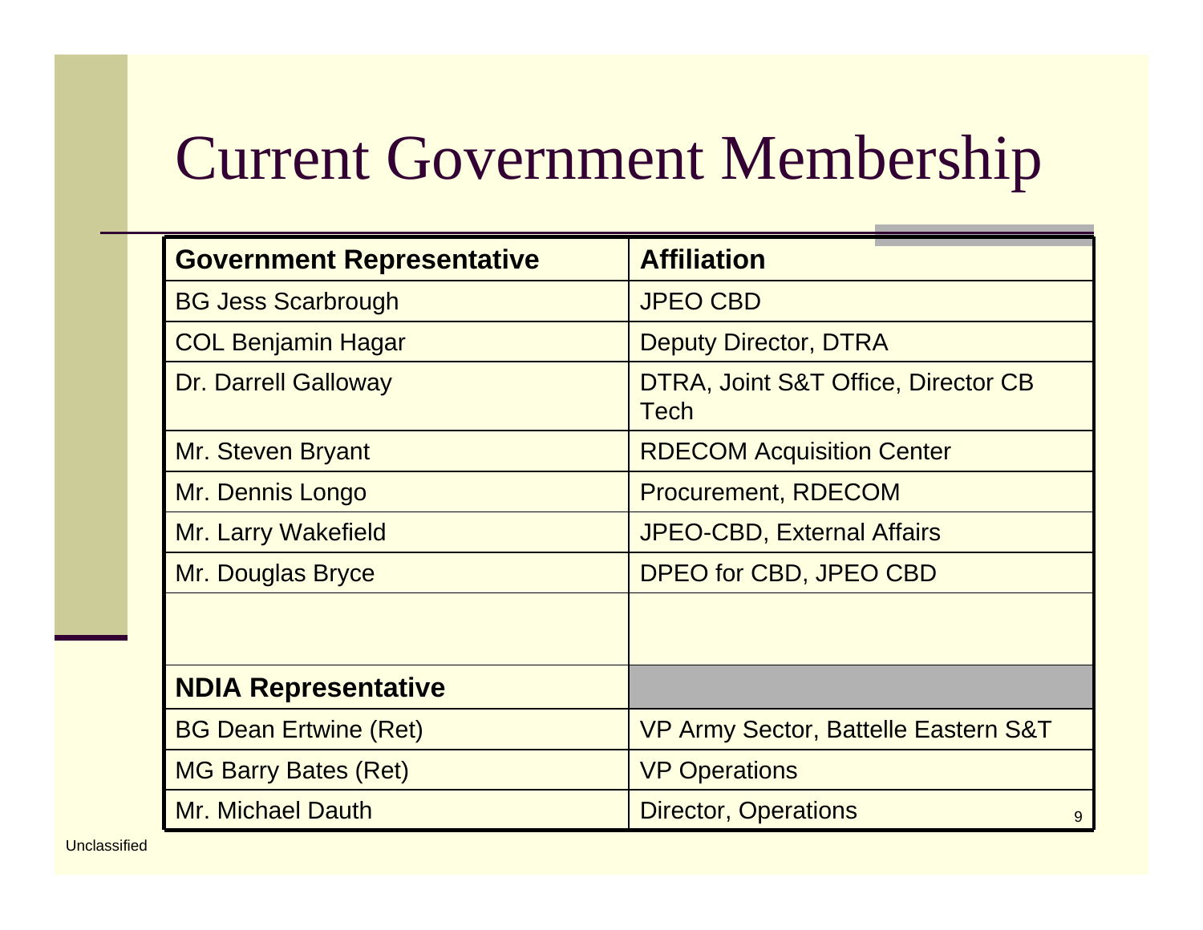# Current Government Membership

| Government Representative | Affiliation |
|---|---|
| BG Jess Scarbrough | JPEO CBD |
| COL Benjamin Hagar | Deputy Director, DTRA |
| Dr. Darrell Galloway | DTRA, Joint S&T Office, Director CB Tech |
| Mr. Steven Bryant | RDECOM Acquisition Center |
| Mr. Dennis Longo | Procurement, RDECOM |
| Mr. Larry Wakefield | JPEO-CBD, External Affairs |
| Mr. Douglas Bryce | DPEO for CBD, JPEO CBD |
| | |
| **NDIA Representative** | |
| BG Dean Ertwine (Ret) | VP Army Sector, Battelle Eastern S&T |
| MG Barry Bates (Ret) | VP Operations |
| Mr. Michael Dauth | Director, Operations |

Unclassified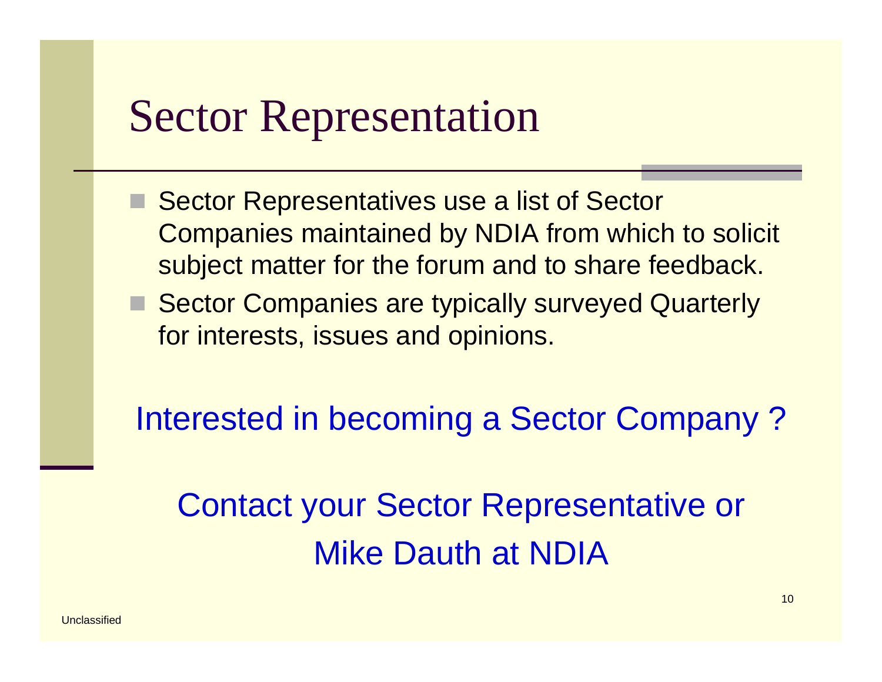# Sector Representation

- Sector Representatives use a list of Sector Companies maintained by NDIA from which to solicit subject matter for the forum and to share feedback.
- Sector Companies are typically surveyed Quarterly for interests, issues and opinions.

Interested in becoming a Sector Company ?

Contact your Sector Representative or Mike Dauth at NDIA

Unclassified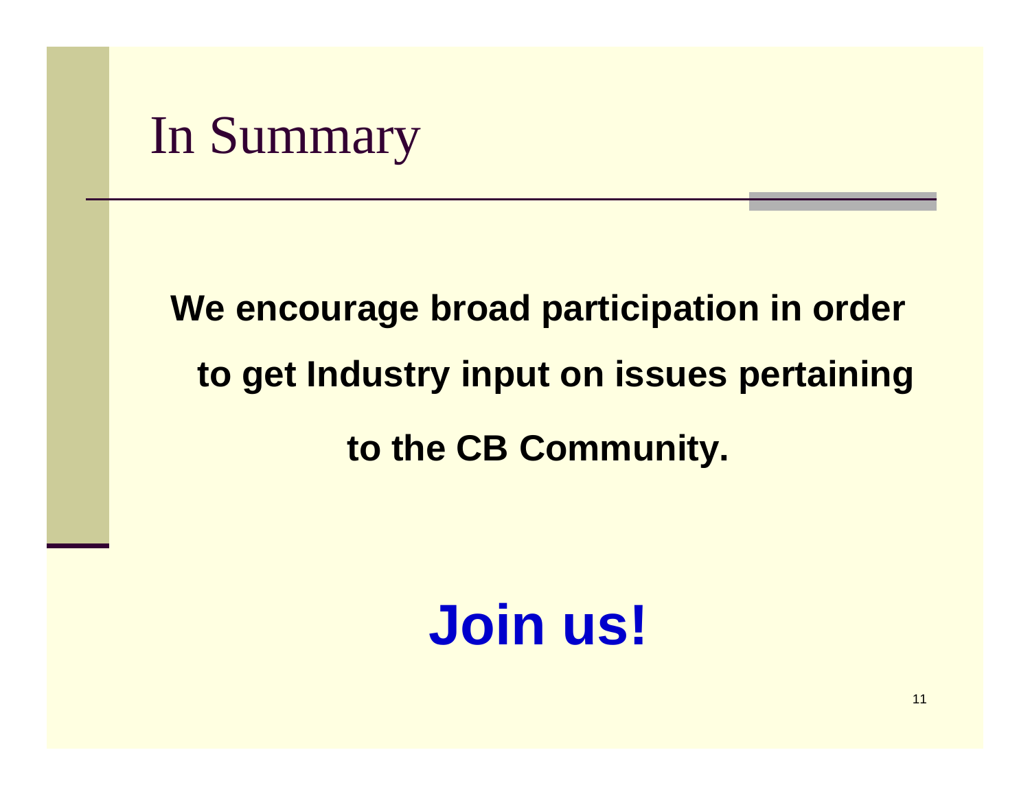# In Summary

**We encourage broad participation in order to get Industry input on issues pertaining to the CB Community.**

**Join us!**